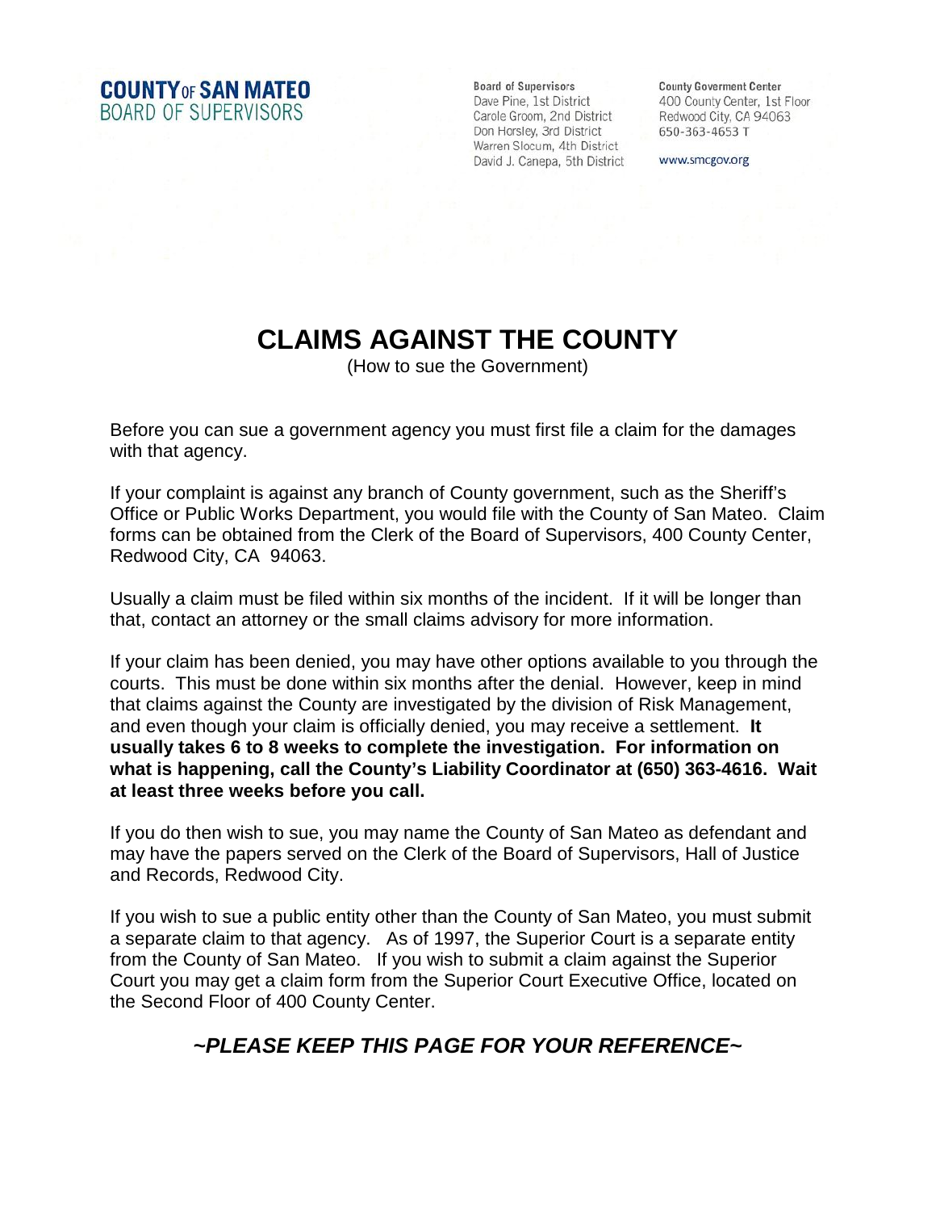**COUNTY OF SAN MATEO**
BOARD OF SUPERVISORS

**Board of Supervisors**
Dave Pine, 1st District
Carole Groom, 2nd District
Don Horsley, 3rd District
Warren Slocum, 4th District
David J. Canepa, 5th District

**County Goverment Center**
400 County Center, 1st Floor
Redwood City, CA 94063
650-363-4653 T

www.smcgov.org

# CLAIMS AGAINST THE COUNTY

(How to sue the Government)

Before you can sue a government agency you must first file a claim for the damages with that agency.

If your complaint is against any branch of County government, such as the Sheriff's Office or Public Works Department, you would file with the County of San Mateo. Claim forms can be obtained from the Clerk of the Board of Supervisors, 400 County Center, Redwood City, CA 94063.

Usually a claim must be filed within six months of the incident. If it will be longer than that, contact an attorney or the small claims advisory for more information.

If your claim has been denied, you may have other options available to you through the courts. This must be done within six months after the denial. However, keep in mind that claims against the County are investigated by the division of Risk Management, and even though your claim is officially denied, you may receive a settlement. **It usually takes 6 to 8 weeks to complete the investigation. For information on what is happening, call the County's Liability Coordinator at (650) 363-4616. Wait at least three weeks before you call.**

If you do then wish to sue, you may name the County of San Mateo as defendant and may have the papers served on the Clerk of the Board of Supervisors, Hall of Justice and Records, Redwood City.

If you wish to sue a public entity other than the County of San Mateo, you must submit a separate claim to that agency. As of 1997, the Superior Court is a separate entity from the County of San Mateo. If you wish to submit a claim against the Superior Court you may get a claim form from the Superior Court Executive Office, located on the Second Floor of 400 County Center.

***~PLEASE KEEP THIS PAGE FOR YOUR REFERENCE~***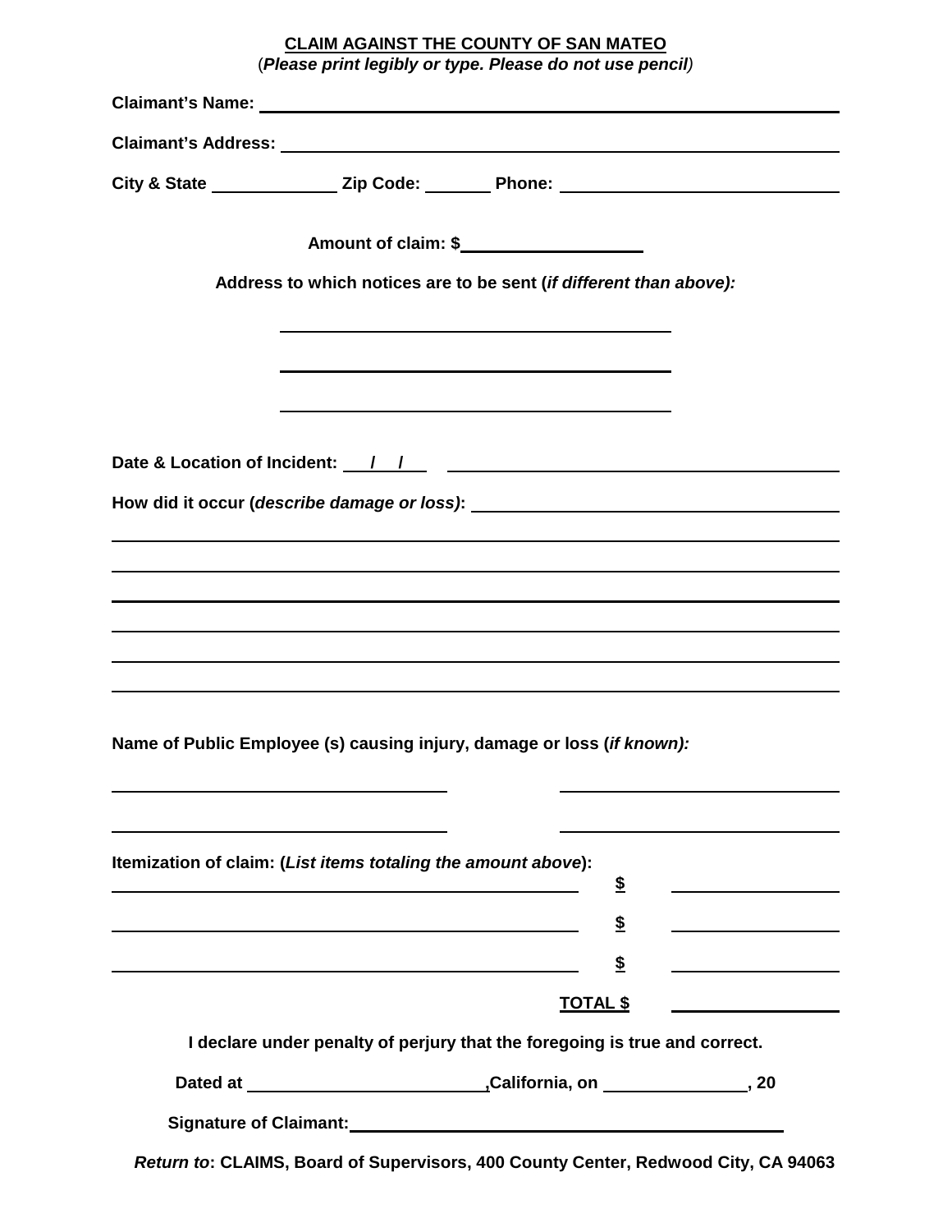**CLAIM AGAINST THE COUNTY OF SAN MATEO**

(*Please print legibly or type. Please do not use pencil*)

**Claimant's Name:** ______________________________________________

**Claimant's Address:** ______________________________________________

**City & State** ____________ **Zip Code:** _______ **Phone:** ____________________

**Amount of claim: $**__________________

**Address to which notices are to be sent (*if different than above):***

______________________________________

______________________________________

______________________________________

**Date & Location of Incident:** ___/___/___ ______________________________

**How did it occur (*describe damage or loss)*:** ______________________________

______________________________________________________________________

______________________________________________________________________

______________________________________________________________________

______________________________________________________________________

______________________________________________________________________

______________________________________________________________________

**Name of Public Employee (s) causing injury, damage or loss (*if known):***

______________________________ ______________________________

______________________________ ______________________________

**Itemization of claim: (*List items totaling the amount above*):**

| | | |
|---|---|---|
| ______________________________ | $ | ____________ |
| ______________________________ | $ | ____________ |
| ______________________________ | $ | ____________ |
| | TOTAL $ | ____________ |

**I declare under penalty of perjury that the foregoing is true and correct.**

**Dated at** ____________________**,California, on** ______________**, 20**

**Signature of Claimant:**______________________________________

***Return to*: CLAIMS, Board of Supervisors, 400 County Center, Redwood City, CA 94063**